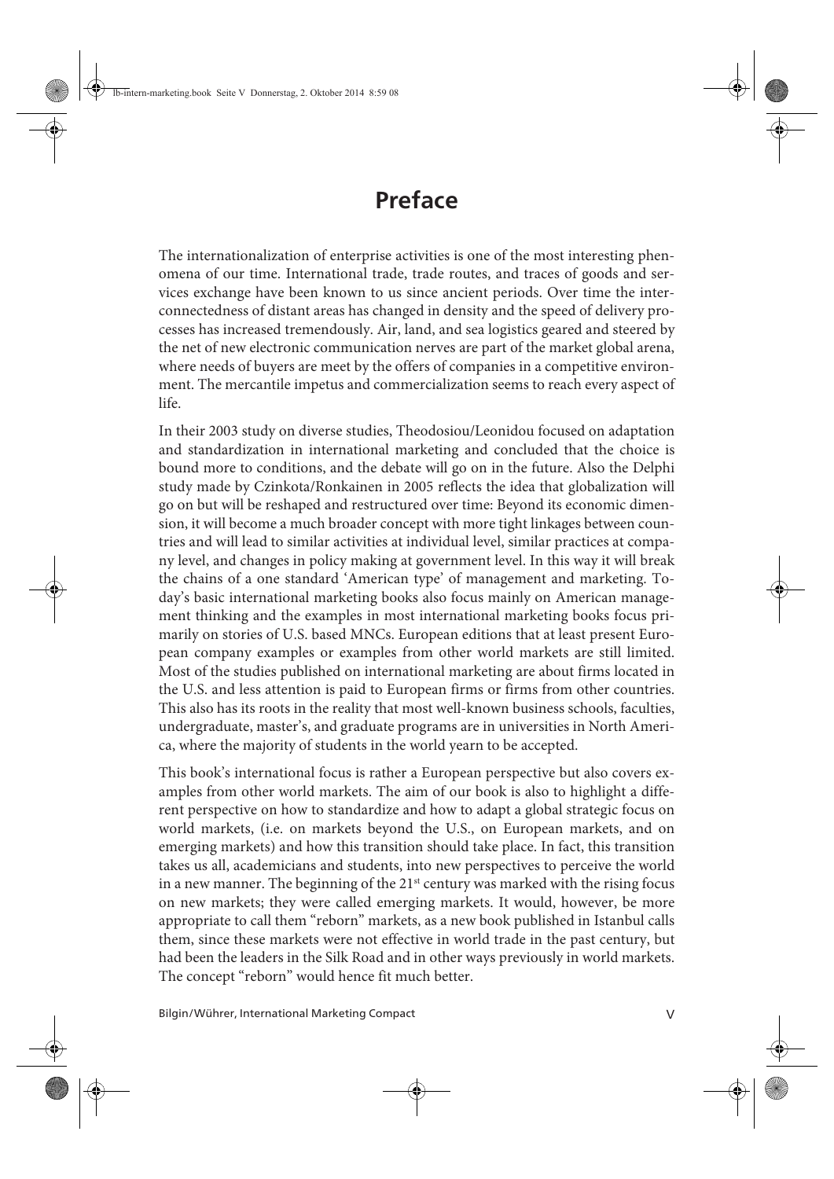# Preface

The internationalization of enterprise activities is one of the most interesting phenomena of our time. International trade, trade routes, and traces of goods and services exchange have been known to us since ancient periods. Over time the interconnectedness of distant areas has changed in density and the speed of delivery processes has increased tremendously. Air, land, and sea logistics geared and steered by the net of new electronic communication nerves are part of the market global arena, where needs of buyers are meet by the offers of companies in a competitive environment. The mercantile impetus and commercialization seems to reach every aspect of life.

In their 2003 study on diverse studies, Theodosiou/Leonidou focused on adaptation and standardization in international marketing and concluded that the choice is bound more to conditions, and the debate will go on in the future. Also the Delphi study made by Czinkota/Ronkainen in 2005 reflects the idea that globalization will go on but will be reshaped and restructured over time: Beyond its economic dimension, it will become a much broader concept with more tight linkages between countries and will lead to similar activities at individual level, similar practices at company level, and changes in policy making at government level. In this way it will break the chains of a one standard 'American type' of management and marketing. Today's basic international marketing books also focus mainly on American management thinking and the examples in most international marketing books focus primarily on stories of U.S. based MNCs. European editions that at least present European company examples or examples from other world markets are still limited. Most of the studies published on international marketing are about firms located in the U.S. and less attention is paid to European firms or firms from other countries. This also has its roots in the reality that most well-known business schools, faculties, undergraduate, master's, and graduate programs are in universities in North America, where the majority of students in the world yearn to be accepted.

This book's international focus is rather a European perspective but also covers examples from other world markets. The aim of our book is also to highlight a different perspective on how to standardize and how to adapt a global strategic focus on world markets, (i.e. on markets beyond the U.S., on European markets, and on emerging markets) and how this transition should take place. In fact, this transition takes us all, academicians and students, into new perspectives to perceive the world in a new manner. The beginning of the 21st century was marked with the rising focus on new markets; they were called emerging markets. It would, however, be more appropriate to call them "reborn" markets, as a new book published in Istanbul calls them, since these markets were not effective in world trade in the past century, but had been the leaders in the Silk Road and in other ways previously in world markets. The concept "reborn" would hence fit much better.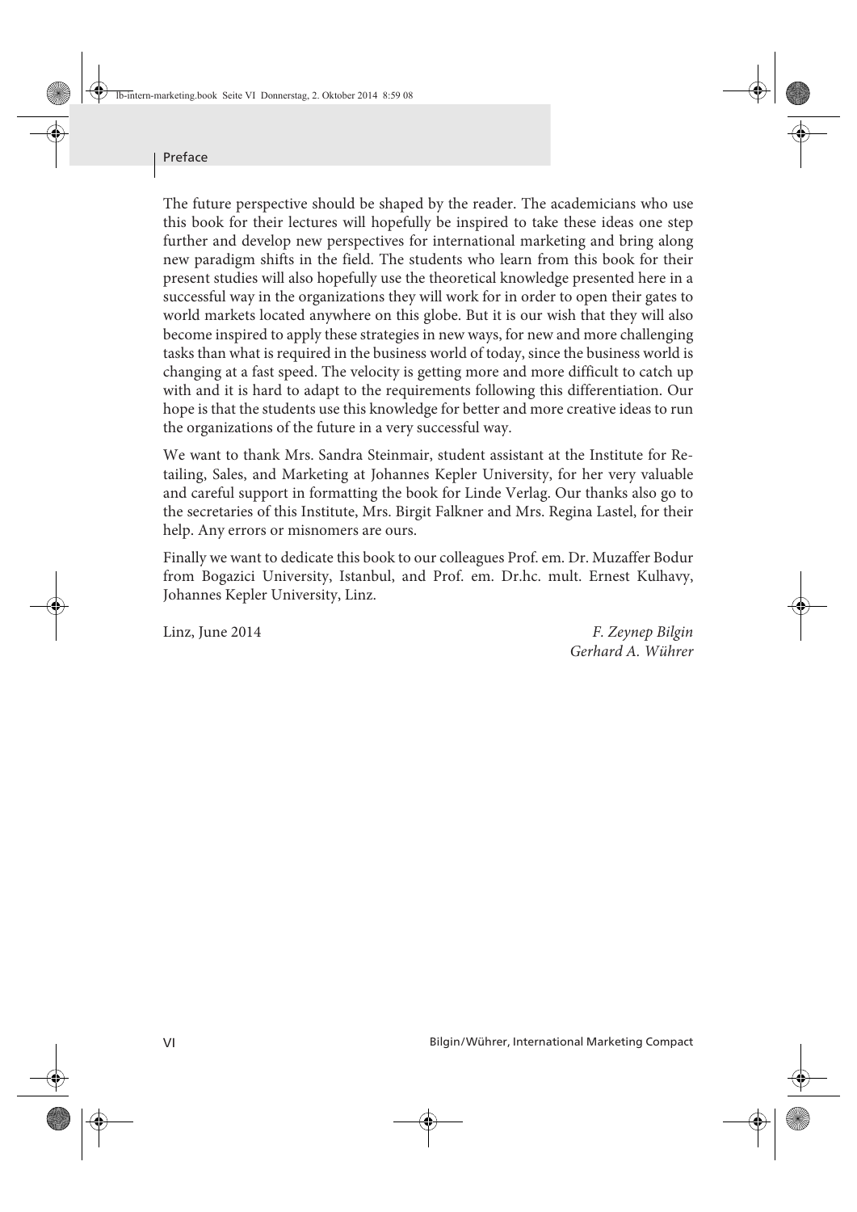The future perspective should be shaped by the reader. The academicians who use this book for their lectures will hopefully be inspired to take these ideas one step further and develop new perspectives for international marketing and bring along new paradigm shifts in the field. The students who learn from this book for their present studies will also hopefully use the theoretical knowledge presented here in a successful way in the organizations they will work for in order to open their gates to world markets located anywhere on this globe. But it is our wish that they will also become inspired to apply these strategies in new ways, for new and more challenging tasks than what is required in the business world of today, since the business world is changing at a fast speed. The velocity is getting more and more difficult to catch up with and it is hard to adapt to the requirements following this differentiation. Our hope is that the students use this knowledge for better and more creative ideas to run the organizations of the future in a very successful way.

We want to thank Mrs. Sandra Steinmair, student assistant at the Institute for Retailing, Sales, and Marketing at Johannes Kepler University, for her very valuable and careful support in formatting the book for Linde Verlag. Our thanks also go to the secretaries of this Institute, Mrs. Birgit Falkner and Mrs. Regina Lastel, for their help. Any errors or misnomers are ours.

Finally we want to dedicate this book to our colleagues Prof. em. Dr. Muzaffer Bodur from Bogazici University, Istanbul, and Prof. em. Dr.hc. mult. Ernest Kulhavy, Johannes Kepler University, Linz.

Linz, June 2014

*F. Zeynep Bilgin*
*Gerhard A. Wührer*